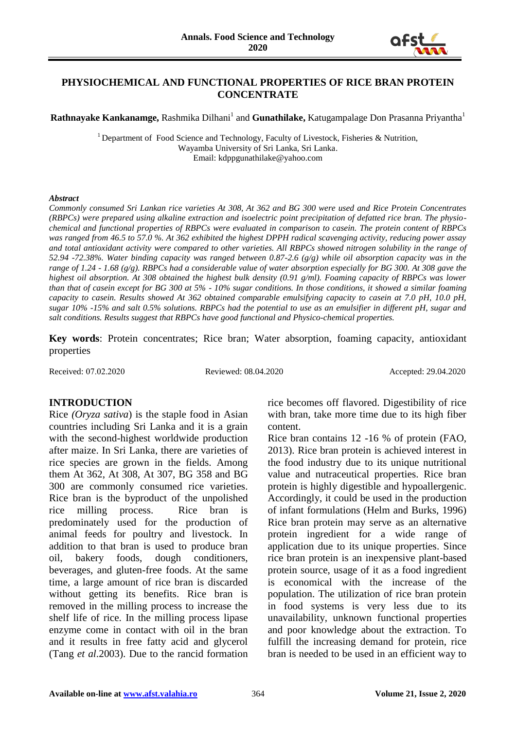# PHYSIOCHEMICAL AND FUNCTIONAL PROPERTIES OF RICE BRAN PROTEIN CONCENTRATE

**Rathnayake Kankanamge,** Rashmika Dilhani[1] and **Gunathilake,** Katugampalage Don Prasanna Priyantha[1]

[1] Department of Food Science and Technology, Faculty of Livestock, Fisheries & Nutrition, Wayamba University of Sri Lanka, Sri Lanka.
Email: kdppgunathilake@yahoo.com

***Abstract***

*Commonly consumed Sri Lankan rice varieties At 308, At 362 and BG 300 were used and Rice Protein Concentrates (RBPCs) were prepared using alkaline extraction and isoelectric point precipitation of defatted rice bran. The physio-chemical and functional properties of RBPCs were evaluated in comparison to casein. The protein content of RBPCs was ranged from 46.5 to 57.0 %. At 362 exhibited the highest DPPH radical scavenging activity, reducing power assay and total antioxidant activity were compared to other varieties. All RBPCs showed nitrogen solubility in the range of 52.94 -72.38%. Water binding capacity was ranged between 0.87-2.6 (g/g) while oil absorption capacity was in the range of 1.24 - 1.68 (g/g). RBPCs had a considerable value of water absorption especially for BG 300. At 308 gave the highest oil absorption. At 308 obtained the highest bulk density (0.91 g/ml). Foaming capacity of RBPCs was lower than that of casein except for BG 300 at 5% - 10% sugar conditions. In those conditions, it showed a similar foaming capacity to casein. Results showed At 362 obtained comparable emulsifying capacity to casein at 7.0 pH, 10.0 pH, sugar 10% -15% and salt 0.5% solutions. RBPCs had the potential to use as an emulsifier in different pH, sugar and salt conditions. Results suggest that RBPCs have good functional and Physico-chemical properties.*

**Key words**: Protein concentrates; Rice bran; Water absorption, foaming capacity, antioxidant properties

Received: 07.02.2020 Reviewed: 08.04.2020 Accepted: 29.04.2020

## INTRODUCTION

Rice *(Oryza sativa*) is the staple food in Asian countries including Sri Lanka and it is a grain with the second-highest worldwide production after maize. In Sri Lanka, there are varieties of rice species are grown in the fields. Among them At 362, At 308, At 307, BG 358 and BG 300 are commonly consumed rice varieties. Rice bran is the byproduct of the unpolished rice milling process. Rice bran is predominately used for the production of animal feeds for poultry and livestock. In addition to that bran is used to produce bran oil, bakery foods, dough conditioners, beverages, and gluten-free foods. At the same time, a large amount of rice bran is discarded without getting its benefits. Rice bran is removed in the milling process to increase the shelf life of rice. In the milling process lipase enzyme come in contact with oil in the bran and it results in free fatty acid and glycerol (Tang *et al*.2003). Due to the rancid formation rice becomes off flavored. Digestibility of rice with bran, take more time due to its high fiber content.

Rice bran contains 12 -16 % of protein (FAO, 2013). Rice bran protein is achieved interest in the food industry due to its unique nutritional value and nutraceutical properties. Rice bran protein is highly digestible and hypoallergenic. Accordingly, it could be used in the production of infant formulations (Helm and Burks, 1996) Rice bran protein may serve as an alternative protein ingredient for a wide range of application due to its unique properties. Since rice bran protein is an inexpensive plant-based protein source, usage of it as a food ingredient is economical with the increase of the population. The utilization of rice bran protein in food systems is very less due to its unavailability, unknown functional properties and poor knowledge about the extraction. To fulfill the increasing demand for protein, rice bran is needed to be used in an efficient way to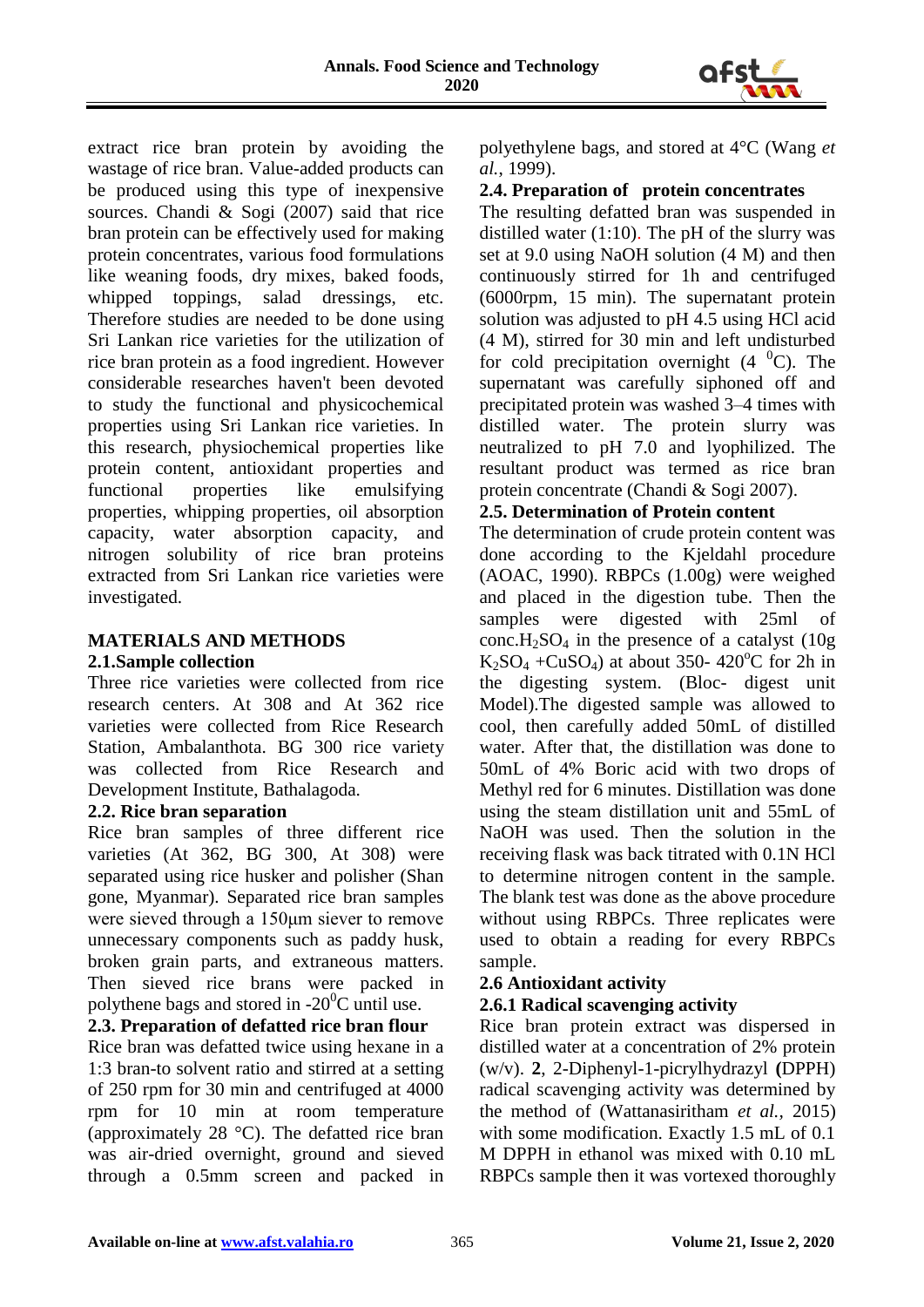extract rice bran protein by avoiding the wastage of rice bran. Value-added products can be produced using this type of inexpensive sources. Chandi & Sogi (2007) said that rice bran protein can be effectively used for making protein concentrates, various food formulations like weaning foods, dry mixes, baked foods, whipped toppings, salad dressings, etc. Therefore studies are needed to be done using Sri Lankan rice varieties for the utilization of rice bran protein as a food ingredient. However considerable researches haven't been devoted to study the functional and physicochemical properties using Sri Lankan rice varieties. In this research, physiochemical properties like protein content, antioxidant properties and functional properties like emulsifying properties, whipping properties, oil absorption capacity, water absorption capacity, and nitrogen solubility of rice bran proteins extracted from Sri Lankan rice varieties were investigated.

## MATERIALS AND METHODS

### 2.1.Sample collection

Three rice varieties were collected from rice research centers. At 308 and At 362 rice varieties were collected from Rice Research Station, Ambalanthota. BG 300 rice variety was collected from Rice Research and Development Institute, Bathalagoda.

### 2.2. Rice bran separation

Rice bran samples of three different rice varieties (At 362, BG 300, At 308) were separated using rice husker and polisher (Shan gone, Myanmar). Separated rice bran samples were sieved through a 150µm siever to remove unnecessary components such as paddy husk, broken grain parts, and extraneous matters. Then sieved rice brans were packed in polythene bags and stored in -20$^0$C until use.

### 2.3. Preparation of defatted rice bran flour

Rice bran was defatted twice using hexane in a 1:3 bran-to solvent ratio and stirred at a setting of 250 rpm for 30 min and centrifuged at 4000 rpm for 10 min at room temperature (approximately 28 °C). The defatted rice bran was air-dried overnight, ground and sieved through a 0.5mm screen and packed in polyethylene bags, and stored at 4°C (Wang *et al.*, 1999).

### 2.4. Preparation of protein concentrates

The resulting defatted bran was suspended in distilled water (1:10). The pH of the slurry was set at 9.0 using NaOH solution (4 M) and then continuously stirred for 1h and centrifuged (6000rpm, 15 min). The supernatant protein solution was adjusted to pH 4.5 using HCl acid (4 M), stirred for 30 min and left undisturbed for cold precipitation overnight (4 $^0$C). The supernatant was carefully siphoned off and precipitated protein was washed 3–4 times with distilled water. The protein slurry was neutralized to pH 7.0 and lyophilized. The resultant product was termed as rice bran protein concentrate (Chandi & Sogi 2007).

### 2.5. Determination of Protein content

The determination of crude protein content was done according to the Kjeldahl procedure (AOAC, 1990). RBPCs (1.00g) were weighed and placed in the digestion tube. Then the samples were digested with 25ml of conc.$H_2SO_4$ in the presence of a catalyst (10g $K_2SO_4$ +$CuSO_4$) at about 350- 420$^o$C for 2h in the digesting system. (Bloc- digest unit Model).The digested sample was allowed to cool, then carefully added 50mL of distilled water. After that, the distillation was done to 50mL of 4% Boric acid with two drops of Methyl red for 6 minutes. Distillation was done using the steam distillation unit and 55mL of NaOH was used. Then the solution in the receiving flask was back titrated with 0.1N HCl to determine nitrogen content in the sample. The blank test was done as the above procedure without using RBPCs. Three replicates were used to obtain a reading for every RBPCs sample.

### 2.6 Antioxidant activity

#### 2.6.1 Radical scavenging activity

Rice bran protein extract was dispersed in distilled water at a concentration of 2% protein (w/v). **2**, 2-Diphenyl-1-picrylhydrazyl **(**DPPH) radical scavenging activity was determined by the method of (Wattanasiritham *et al.*, 2015) with some modification. Exactly 1.5 mL of 0.1 M DPPH in ethanol was mixed with 0.10 mL RBPCs sample then it was vortexed thoroughly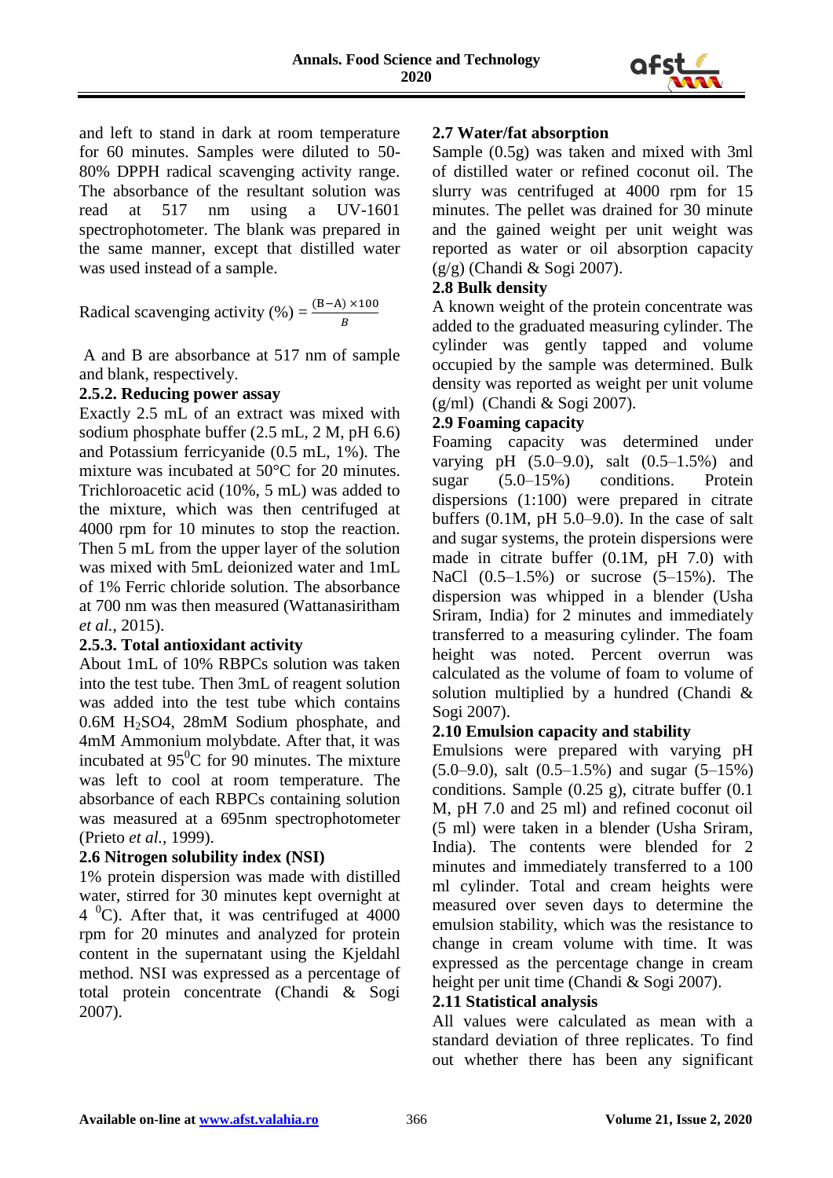and left to stand in dark at room temperature for 60 minutes. Samples were diluted to 50-80% DPPH radical scavenging activity range. The absorbance of the resultant solution was read at 517 nm using a UV-1601 spectrophotometer. The blank was prepared in the same manner, except that distilled water was used instead of a sample.

$$\text{Radical scavenging activity (\%)} = \frac{(B-A)\times 100}{B}$$

A and B are absorbance at 517 nm of sample and blank, respectively.

### 2.5.2. Reducing power assay

Exactly 2.5 mL of an extract was mixed with sodium phosphate buffer (2.5 mL, 2 M, pH 6.6) and Potassium ferricyanide (0.5 mL, 1%). The mixture was incubated at 50°C for 20 minutes. Trichloroacetic acid (10%, 5 mL) was added to the mixture, which was then centrifuged at 4000 rpm for 10 minutes to stop the reaction. Then 5 mL from the upper layer of the solution was mixed with 5mL deionized water and 1mL of 1% Ferric chloride solution. The absorbance at 700 nm was then measured (Wattanasiritham *et al.*, 2015).

### 2.5.3. Total antioxidant activity

About 1mL of 10% RBPCs solution was taken into the test tube. Then 3mL of reagent solution was added into the test tube which contains 0.6M $H_2SO4$, 28mM Sodium phosphate, and 4mM Ammonium molybdate. After that, it was incubated at $95^0$C for 90 minutes. The mixture was left to cool at room temperature. The absorbance of each RBPCs containing solution was measured at a 695nm spectrophotometer (Prieto *et al.*, 1999).

## 2.6 Nitrogen solubility index (NSI)

1% protein dispersion was made with distilled water, stirred for 30 minutes kept overnight at 4 $^0$C). After that, it was centrifuged at 4000 rpm for 20 minutes and analyzed for protein content in the supernatant using the Kjeldahl method. NSI was expressed as a percentage of total protein concentrate (Chandi & Sogi 2007).

## 2.7 Water/fat absorption

Sample (0.5g) was taken and mixed with 3ml of distilled water or refined coconut oil. The slurry was centrifuged at 4000 rpm for 15 minutes. The pellet was drained for 30 minute and the gained weight per unit weight was reported as water or oil absorption capacity (g/g) (Chandi & Sogi 2007).

## 2.8 Bulk density

A known weight of the protein concentrate was added to the graduated measuring cylinder. The cylinder was gently tapped and volume occupied by the sample was determined. Bulk density was reported as weight per unit volume (g/ml) (Chandi & Sogi 2007).

## 2.9 Foaming capacity

Foaming capacity was determined under varying pH (5.0–9.0), salt (0.5–1.5%) and sugar (5.0–15%) conditions. Protein dispersions (1:100) were prepared in citrate buffers (0.1M, pH 5.0–9.0). In the case of salt and sugar systems, the protein dispersions were made in citrate buffer (0.1M, pH 7.0) with NaCl (0.5–1.5%) or sucrose (5–15%). The dispersion was whipped in a blender (Usha Sriram, India) for 2 minutes and immediately transferred to a measuring cylinder. The foam height was noted. Percent overrun was calculated as the volume of foam to volume of solution multiplied by a hundred (Chandi & Sogi 2007).

## 2.10 Emulsion capacity and stability

Emulsions were prepared with varying pH (5.0–9.0), salt (0.5–1.5%) and sugar (5–15%) conditions. Sample (0.25 g), citrate buffer (0.1 M, pH 7.0 and 25 ml) and refined coconut oil (5 ml) were taken in a blender (Usha Sriram, India). The contents were blended for 2 minutes and immediately transferred to a 100 ml cylinder. Total and cream heights were measured over seven days to determine the emulsion stability, which was the resistance to change in cream volume with time. It was expressed as the percentage change in cream height per unit time (Chandi & Sogi 2007).

## 2.11 Statistical analysis

All values were calculated as mean with a standard deviation of three replicates. To find out whether there has been any significant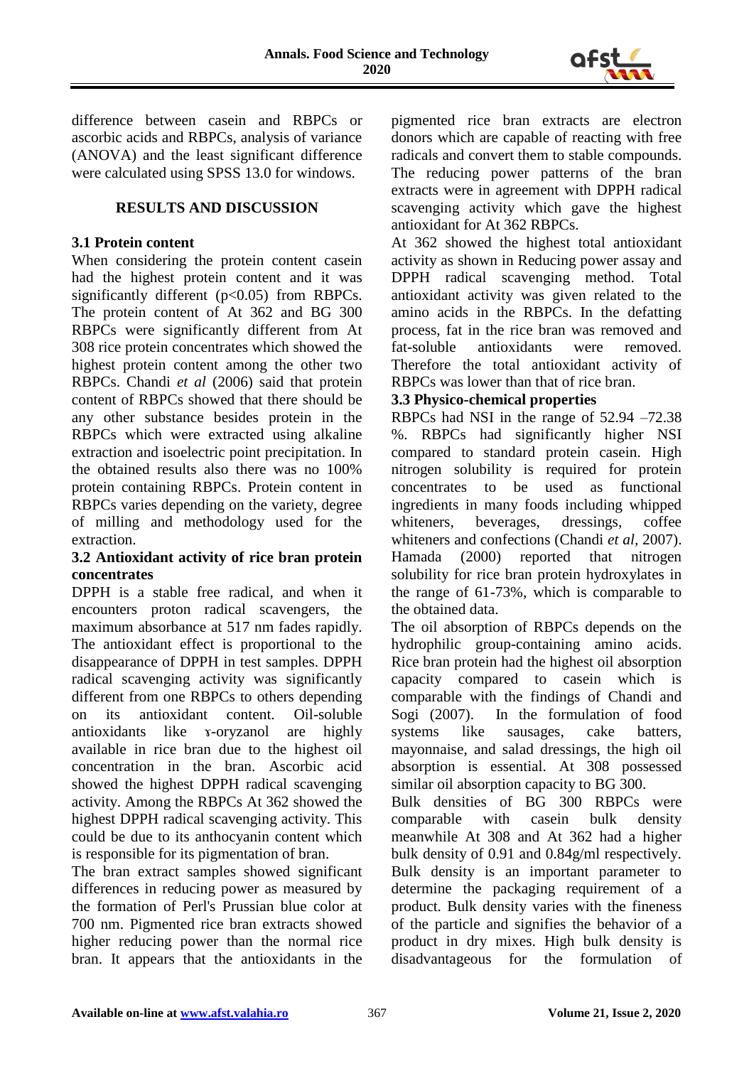difference between casein and RBPCs or ascorbic acids and RBPCs, analysis of variance (ANOVA) and the least significant difference were calculated using SPSS 13.0 for windows.

## RESULTS AND DISCUSSION

### 3.1 Protein content

When considering the protein content casein had the highest protein content and it was significantly different ($p<0.05$) from RBPCs. The protein content of At 362 and BG 300 RBPCs were significantly different from At 308 rice protein concentrates which showed the highest protein content among the other two RBPCs. Chandi *et al* (2006) said that protein content of RBPCs showed that there should be any other substance besides protein in the RBPCs which were extracted using alkaline extraction and isoelectric point precipitation. In the obtained results also there was no 100% protein containing RBPCs. Protein content in RBPCs varies depending on the variety, degree of milling and methodology used for the extraction.

### 3.2 Antioxidant activity of rice bran protein concentrates

DPPH is a stable free radical, and when it encounters proton radical scavengers, the maximum absorbance at 517 nm fades rapidly. The antioxidant effect is proportional to the disappearance of DPPH in test samples. DPPH radical scavenging activity was significantly different from one RBPCs to others depending on its antioxidant content. Oil-soluble antioxidants like ɤ-oryzanol are highly available in rice bran due to the highest oil concentration in the bran. Ascorbic acid showed the highest DPPH radical scavenging activity. Among the RBPCs At 362 showed the highest DPPH radical scavenging activity. This could be due to its anthocyanin content which is responsible for its pigmentation of bran.

The bran extract samples showed significant differences in reducing power as measured by the formation of Perl's Prussian blue color at 700 nm. Pigmented rice bran extracts showed higher reducing power than the normal rice bran. It appears that the antioxidants in the pigmented rice bran extracts are electron donors which are capable of reacting with free radicals and convert them to stable compounds. The reducing power patterns of the bran extracts were in agreement with DPPH radical scavenging activity which gave the highest antioxidant for At 362 RBPCs.

At 362 showed the highest total antioxidant activity as shown in Reducing power assay and DPPH radical scavenging method. Total antioxidant activity was given related to the amino acids in the RBPCs. In the defatting process, fat in the rice bran was removed and fat-soluble antioxidants were removed. Therefore the total antioxidant activity of RBPCs was lower than that of rice bran.

### 3.3 Physico-chemical properties

RBPCs had NSI in the range of 52.94 –72.38 %. RBPCs had significantly higher NSI compared to standard protein casein. High nitrogen solubility is required for protein concentrates to be used as functional ingredients in many foods including whipped whiteners, beverages, dressings, coffee whiteners and confections (Chandi *et al*, 2007). Hamada (2000) reported that nitrogen solubility for rice bran protein hydroxylates in the range of 61-73%, which is comparable to the obtained data.

The oil absorption of RBPCs depends on the hydrophilic group-containing amino acids. Rice bran protein had the highest oil absorption capacity compared to casein which is comparable with the findings of Chandi and Sogi (2007). In the formulation of food systems like sausages, cake batters, mayonnaise, and salad dressings, the high oil absorption is essential. At 308 possessed similar oil absorption capacity to BG 300.

Bulk densities of BG 300 RBPCs were comparable with casein bulk density meanwhile At 308 and At 362 had a higher bulk density of 0.91 and 0.84g/ml respectively. Bulk density is an important parameter to determine the packaging requirement of a product. Bulk density varies with the fineness of the particle and signifies the behavior of a product in dry mixes. High bulk density is disadvantageous for the formulation of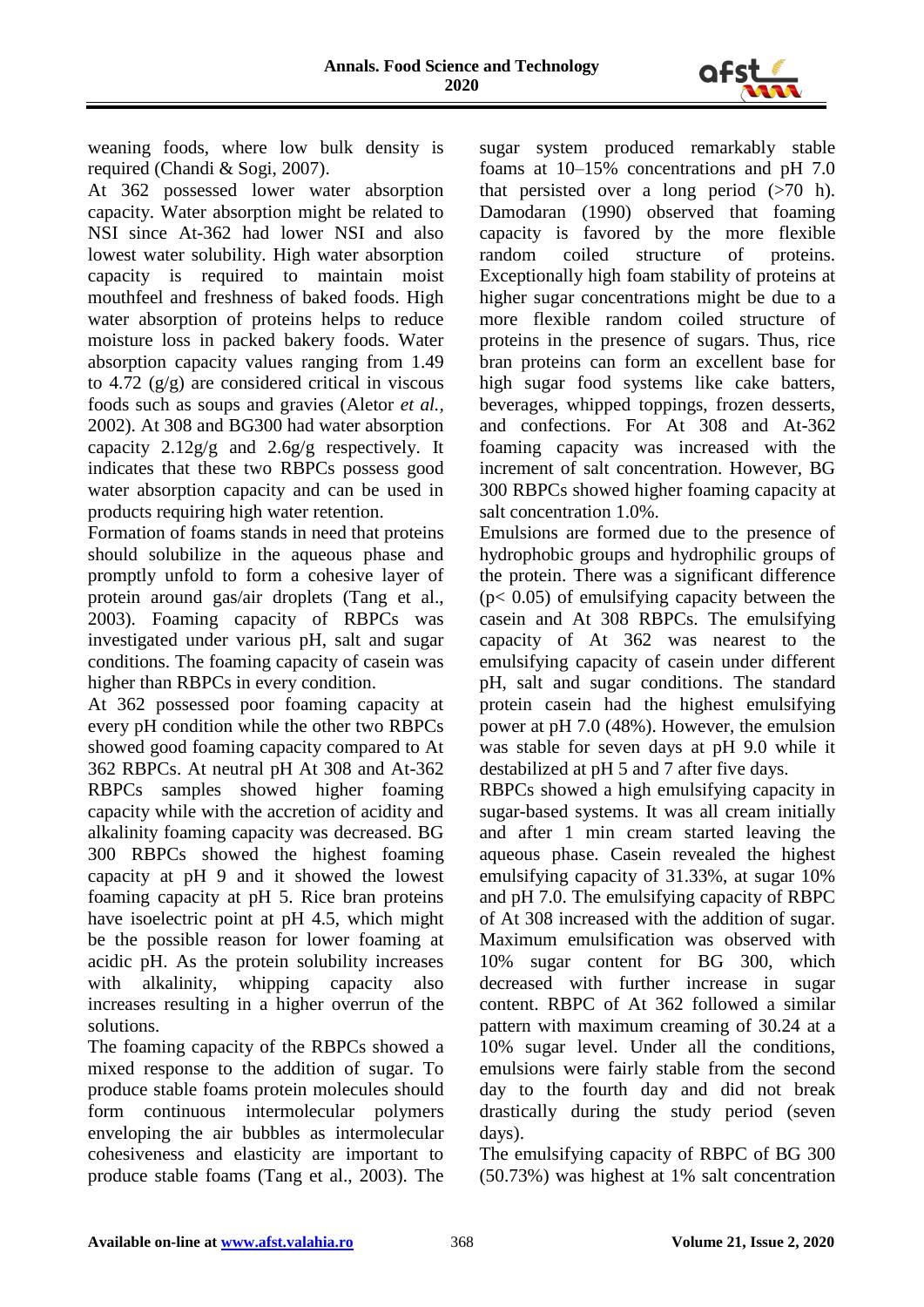weaning foods, where low bulk density is required (Chandi & Sogi, 2007).

At 362 possessed lower water absorption capacity. Water absorption might be related to NSI since At-362 had lower NSI and also lowest water solubility. High water absorption capacity is required to maintain moist mouthfeel and freshness of baked foods. High water absorption of proteins helps to reduce moisture loss in packed bakery foods. Water absorption capacity values ranging from 1.49 to 4.72 (g/g) are considered critical in viscous foods such as soups and gravies (Aletor *et al.,* 2002). At 308 and BG300 had water absorption capacity 2.12g/g and 2.6g/g respectively. It indicates that these two RBPCs possess good water absorption capacity and can be used in products requiring high water retention.

Formation of foams stands in need that proteins should solubilize in the aqueous phase and promptly unfold to form a cohesive layer of protein around gas/air droplets (Tang et al., 2003). Foaming capacity of RBPCs was investigated under various pH, salt and sugar conditions. The foaming capacity of casein was higher than RBPCs in every condition.

At 362 possessed poor foaming capacity at every pH condition while the other two RBPCs showed good foaming capacity compared to At 362 RBPCs. At neutral pH At 308 and At-362 RBPCs samples showed higher foaming capacity while with the accretion of acidity and alkalinity foaming capacity was decreased. BG 300 RBPCs showed the highest foaming capacity at pH 9 and it showed the lowest foaming capacity at pH 5. Rice bran proteins have isoelectric point at pH 4.5, which might be the possible reason for lower foaming at acidic pH. As the protein solubility increases with alkalinity, whipping capacity also increases resulting in a higher overrun of the solutions.

The foaming capacity of the RBPCs showed a mixed response to the addition of sugar. To produce stable foams protein molecules should form continuous intermolecular polymers enveloping the air bubbles as intermolecular cohesiveness and elasticity are important to produce stable foams (Tang et al., 2003). The sugar system produced remarkably stable foams at 10–15% concentrations and pH 7.0 that persisted over a long period (>70 h). Damodaran (1990) observed that foaming capacity is favored by the more flexible random coiled structure of proteins. Exceptionally high foam stability of proteins at higher sugar concentrations might be due to a more flexible random coiled structure of proteins in the presence of sugars. Thus, rice bran proteins can form an excellent base for high sugar food systems like cake batters, beverages, whipped toppings, frozen desserts, and confections. For At 308 and At-362 foaming capacity was increased with the increment of salt concentration. However, BG 300 RBPCs showed higher foaming capacity at salt concentration 1.0%.

Emulsions are formed due to the presence of hydrophobic groups and hydrophilic groups of the protein. There was a significant difference ($p < 0.05$) of emulsifying capacity between the casein and At 308 RBPCs. The emulsifying capacity of At 362 was nearest to the emulsifying capacity of casein under different pH, salt and sugar conditions. The standard protein casein had the highest emulsifying power at pH 7.0 (48%). However, the emulsion was stable for seven days at pH 9.0 while it destabilized at pH 5 and 7 after five days.

RBPCs showed a high emulsifying capacity in sugar-based systems. It was all cream initially and after 1 min cream started leaving the aqueous phase. Casein revealed the highest emulsifying capacity of 31.33%, at sugar 10% and pH 7.0. The emulsifying capacity of RBPC of At 308 increased with the addition of sugar. Maximum emulsification was observed with 10% sugar content for BG 300, which decreased with further increase in sugar content. RBPC of At 362 followed a similar pattern with maximum creaming of 30.24 at a 10% sugar level. Under all the conditions, emulsions were fairly stable from the second day to the fourth day and did not break drastically during the study period (seven days).

The emulsifying capacity of RBPC of BG 300 (50.73%) was highest at 1% salt concentration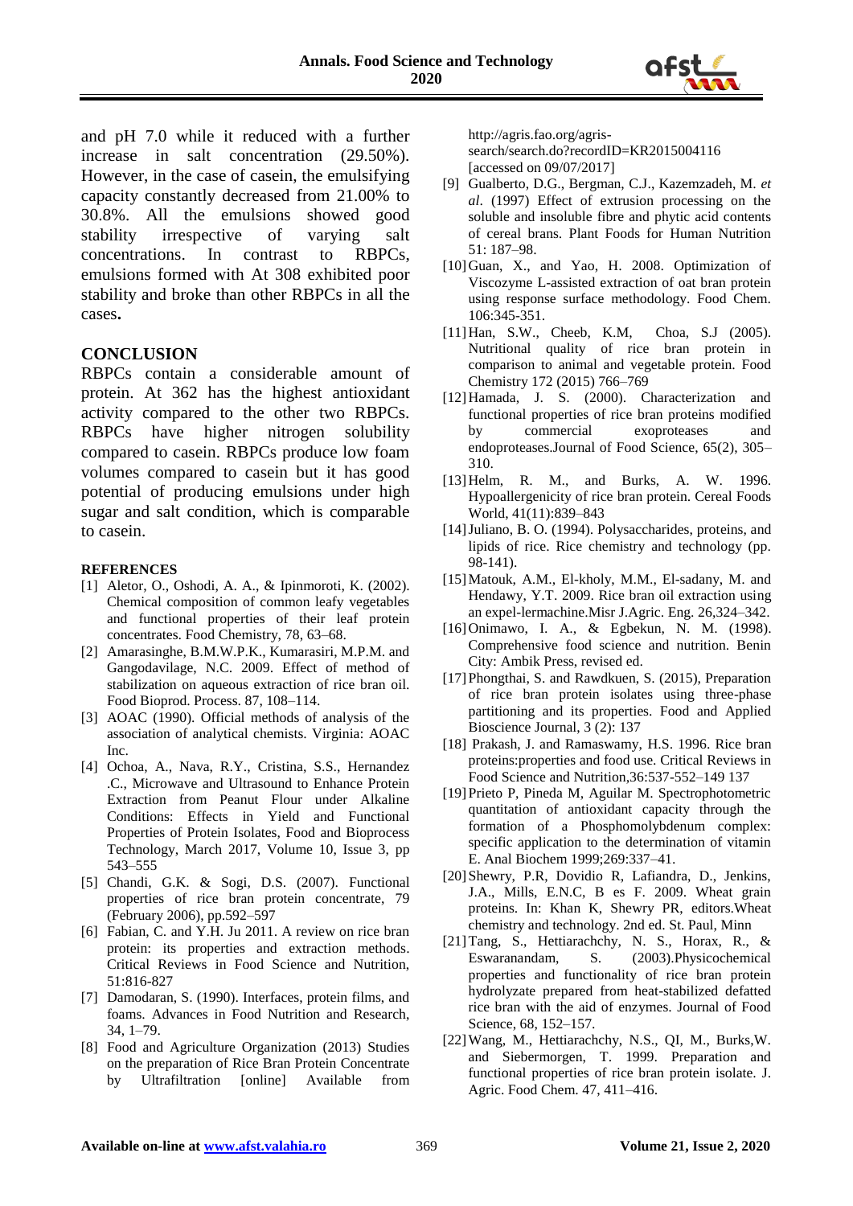and pH 7.0 while it reduced with a further increase in salt concentration (29.50%). However, in the case of casein, the emulsifying capacity constantly decreased from 21.00% to 30.8%. All the emulsions showed good stability irrespective of varying salt concentrations. In contrast to RBPCs, emulsions formed with At 308 exhibited poor stability and broke than other RBPCs in all the cases**.**

## CONCLUSION

RBPCs contain a considerable amount of protein. At 362 has the highest antioxidant activity compared to the other two RBPCs. RBPCs have higher nitrogen solubility compared to casein. RBPCs produce low foam volumes compared to casein but it has good potential of producing emulsions under high sugar and salt condition, which is comparable to casein.

### REFERENCES

[1] Aletor, O., Oshodi, A. A., & Ipinmoroti, K. (2002). Chemical composition of common leafy vegetables and functional properties of their leaf protein concentrates. Food Chemistry, 78, 63–68.

[2] Amarasinghe, B.M.W.P.K., Kumarasiri, M.P.M. and Gangodavilage, N.C. 2009. Effect of method of stabilization on aqueous extraction of rice bran oil. Food Bioprod. Process. 87, 108–114.

[3] AOAC (1990). Official methods of analysis of the association of analytical chemists. Virginia: AOAC Inc.

[4] Ochoa, A., Nava, R.Y., Cristina, S.S., Hernandez .C., Microwave and Ultrasound to Enhance Protein Extraction from Peanut Flour under Alkaline Conditions: Effects in Yield and Functional Properties of Protein Isolates, Food and Bioprocess Technology, March 2017, Volume 10, Issue 3, pp 543–555

[5] Chandi, G.K. & Sogi, D.S. (2007). Functional properties of rice bran protein concentrate, 79 (February 2006), pp.592–597

[6] Fabian, C. and Y.H. Ju 2011. A review on rice bran protein: its properties and extraction methods. Critical Reviews in Food Science and Nutrition, 51:816-827

[7] Damodaran, S. (1990). Interfaces, protein films, and foams. Advances in Food Nutrition and Research, 34, 1–79.

[8] Food and Agriculture Organization (2013) Studies on the preparation of Rice Bran Protein Concentrate by Ultrafiltration [online] Available from http://agris.fao.org/agris-search/search.do?recordID=KR2015004116 [accessed on 09/07/2017]

[9] Gualberto, D.G., Bergman, C.J., Kazemzadeh, M. *et al*. (1997) Effect of extrusion processing on the soluble and insoluble fibre and phytic acid contents of cereal brans. Plant Foods for Human Nutrition 51: 187–98.

[10] Guan, X., and Yao, H. 2008. Optimization of Viscozyme L-assisted extraction of oat bran protein using response surface methodology. Food Chem. 106:345-351.

[11] Han, S.W., Cheeb, K.M, Choa, S.J (2005). Nutritional quality of rice bran protein in comparison to animal and vegetable protein. Food Chemistry 172 (2015) 766–769

[12] Hamada, J. S. (2000). Characterization and functional properties of rice bran proteins modified by commercial exoproteases and endoproteases.Journal of Food Science, 65(2), 305–310.

[13] Helm, R. M., and Burks, A. W. 1996. Hypoallergenicity of rice bran protein. Cereal Foods World, 41(11):839–843

[14] Juliano, B. O. (1994). Polysaccharides, proteins, and lipids of rice. Rice chemistry and technology (pp. 98-141).

[15] Matouk, A.M., El-kholy, M.M., El-sadany, M. and Hendawy, Y.T. 2009. Rice bran oil extraction using an expel-lermachine.Misr J.Agric. Eng. 26,324–342.

[16] Onimawo, I. A., & Egbekun, N. M. (1998). Comprehensive food science and nutrition. Benin City: Ambik Press, revised ed.

[17] Phongthai, S. and Rawdkuen, S. (2015), Preparation of rice bran protein isolates using three-phase partitioning and its properties. Food and Applied Bioscience Journal, 3 (2): 137

[18] Prakash, J. and Ramaswamy, H.S. 1996. Rice bran proteins:properties and food use. Critical Reviews in Food Science and Nutrition,36:537-552–149 137

[19] Prieto P, Pineda M, Aguilar M. Spectrophotometric quantitation of antioxidant capacity through the formation of a Phosphomolybdenum complex: specific application to the determination of vitamin E. Anal Biochem 1999;269:337–41.

[20] Shewry, P.R, Dovidio R, Lafiandra, D., Jenkins, J.A., Mills, E.N.C, B es F. 2009. Wheat grain proteins. In: Khan K, Shewry PR, editors.Wheat chemistry and technology. 2nd ed. St. Paul, Minn

[21] Tang, S., Hettiarachchy, N. S., Horax, R., & Eswaranandam, S. (2003).Physicochemical properties and functionality of rice bran protein hydrolyzate prepared from heat-stabilized defatted rice bran with the aid of enzymes. Journal of Food Science, 68, 152–157.

[22] Wang, M., Hettiarachchy, N.S., QI, M., Burks,W. and Siebermorgen, T. 1999. Preparation and functional properties of rice bran protein isolate. J. Agric. Food Chem. 47, 411–416.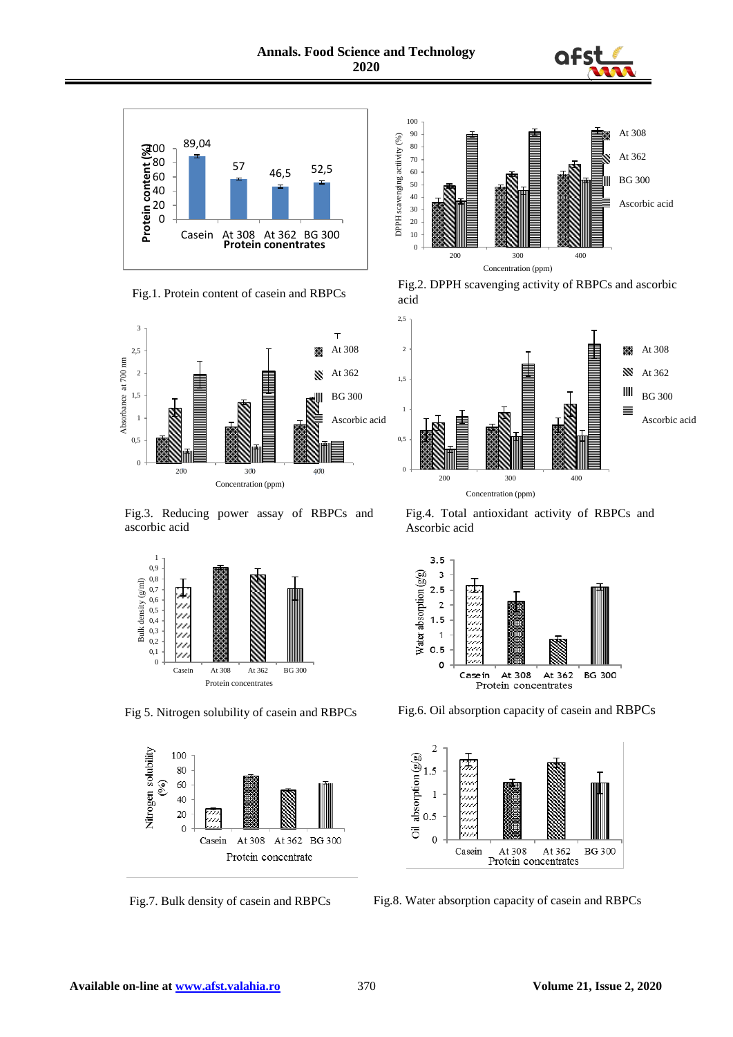Fig.1. Protein content of casein and RBPCs

Fig.2. DPPH scavenging activity of RBPCs and ascorbic acid

Fig.3. Reducing power assay of RBPCs and ascorbic acid

Fig.4. Total antioxidant activity of RBPCs and Ascorbic acid

Fig 5. Nitrogen solubility of casein and RBPCs

Fig.6. Oil absorption capacity of casein and RBPCs

Fig.7. Bulk density of casein and RBPCs

Fig.8. Water absorption capacity of casein and RBPCs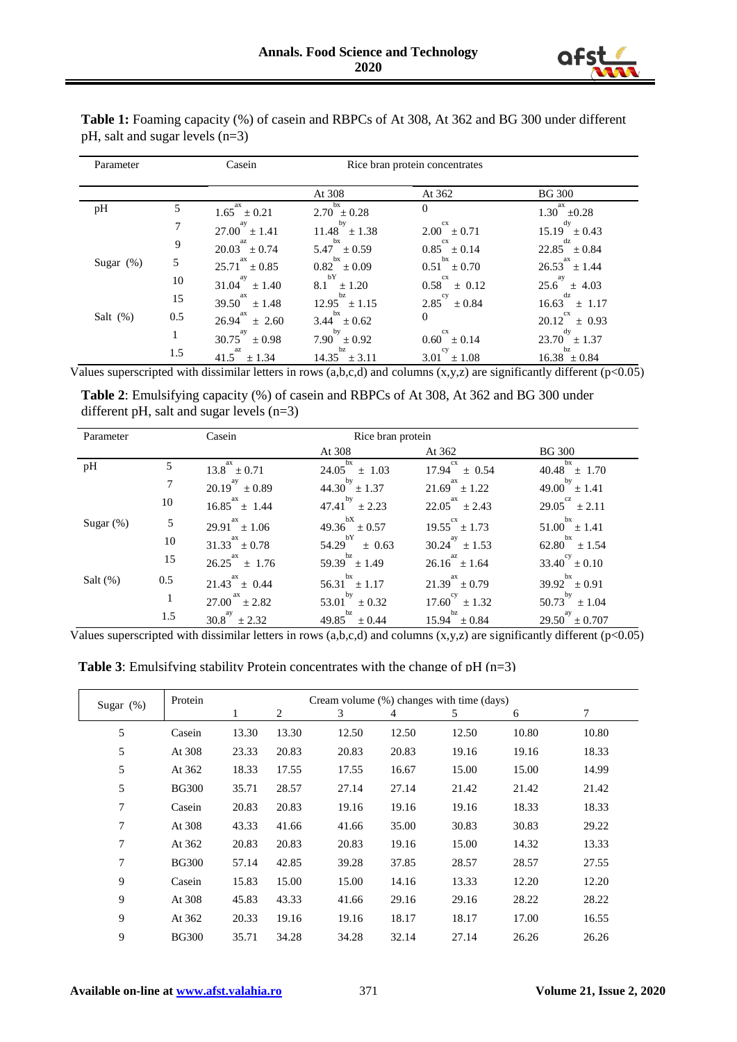**Table 1:** Foaming capacity (%) of casein and RBPCs of At 308, At 362 and BG 300 under different pH, salt and sugar levels (n=3)

| Parameter | | Casein | Rice bran protein concentrates | | |
|---|---|---|---|---|---|
| | | | At 308 | At 362 | BG 300 |
| pH | 5 | $1.65^{ax} \pm 0.21$ | $2.70^{bx} \pm 0.28$ | 0 | $1.30^{ax} \pm 0.28$ |
| | 7 | $27.00^{ay} \pm 1.41$ | $11.48^{by} \pm 1.38$ | $2.00^{cx} \pm 0.71$ | $15.19^{dy} \pm 0.43$ |
| | 9 | $20.03^{az} \pm 0.74$ | $5.47^{bx} \pm 0.59$ | $0.85^{cx} \pm 0.14$ | $22.85^{dz} \pm 0.84$ |
| Sugar (%) | 5 | $25.71^{ax} \pm 0.85$ | $0.82^{bx} \pm 0.09$ | $0.51^{bx} \pm 0.70$ | $26.53^{ax} \pm 1.44$ |
| | 10 | $31.04^{ay} \pm 1.40$ | $8.1^{bY} \pm 1.20$ | $0.58^{cx} \pm 0.12$ | $25.6^{ay} \pm 4.03$ |
| | 15 | $39.50^{ax} \pm 1.48$ | $12.95^{bz} \pm 1.15$ | $2.85^{cy} \pm 0.84$ | $16.63^{dz} \pm 1.17$ |
| Salt (%) | 0.5 | $26.94^{ax} \pm 2.60$ | $3.44^{bx} \pm 0.62$ | 0 | $20.12^{cx} \pm 0.93$ |
| | 1 | $30.75^{ay} \pm 0.98$ | $7.90^{by} \pm 0.92$ | $0.60^{cx} \pm 0.14$ | $23.70^{dy} \pm 1.37$ |
| | 1.5 | $41.5^{az} \pm 1.34$ | $14.35^{bz} \pm 3.11$ | $3.01^{cy} \pm 1.08$ | $16.38^{bz} \pm 0.84$ |

Values superscripted with dissimilar letters in rows (a,b,c,d) and columns (x,y,z) are significantly different ($p<0.05$)

**Table 2**: Emulsifying capacity (%) of casein and RBPCs of At 308, At 362 and BG 300 under different pH, salt and sugar levels (n=3)

| Parameter | | Casein | Rice bran protein | | |
|---|---|---|---|---|---|
| | | | At 308 | At 362 | BG 300 |
| pH | 5 | $13.8^{ax} \pm 0.71$ | $24.05^{bx} \pm 1.03$ | $17.94^{cx} \pm 0.54$ | $40.48^{bx} \pm 1.70$ |
| | 7 | $20.19^{ay} \pm 0.89$ | $44.30^{by} \pm 1.37$ | $21.69^{ax} \pm 1.22$ | $49.00^{by} \pm 1.41$ |
| | 10 | $16.85^{ax} \pm 1.44$ | $47.41^{by} \pm 2.23$ | $22.05^{ax} \pm 2.43$ | $29.05^{cz} \pm 2.11$ |
| Sugar (%) | 5 | $29.91^{ax} \pm 1.06$ | $49.36^{bX} \pm 0.57$ | $19.55^{cx} \pm 1.73$ | $51.00^{bx} \pm 1.41$ |
| | 10 | $31.33^{ax} \pm 0.78$ | $54.29^{bY} \pm 0.63$ | $30.24^{ay} \pm 1.53$ | $62.80^{bx} \pm 1.54$ |
| | 15 | $26.25^{ax} \pm 1.76$ | $59.39^{bz} \pm 1.49$ | $26.16^{az} \pm 1.64$ | $33.40^{cy} \pm 0.10$ |
| Salt (%) | 0.5 | $21.43^{ax} \pm 0.44$ | $56.31^{bx} \pm 1.17$ | $21.39^{ax} \pm 0.79$ | $39.92^{bx} \pm 0.91$ |
| | 1 | $27.00^{ax} \pm 2.82$ | $53.01^{by} \pm 0.32$ | $17.60^{cy} \pm 1.32$ | $50.73^{by} \pm 1.04$ |
| | 1.5 | $30.8^{ay} \pm 2.32$ | $49.85^{bz} \pm 0.44$ | $15.94^{bz} \pm 0.84$ | $29.50^{ay} \pm 0.707$ |

Values superscripted with dissimilar letters in rows (a,b,c,d) and columns (x,y,z) are significantly different ($p<0.05$)

**Table 3**: Emulsifying stability Protein concentrates with the change of pH (n=3)

| Sugar (%) | Protein | Cream volume (%) changes with time (days) | | | | | | |
|---|---|---|---|---|---|---|---|---|
| | | 1 | 2 | 3 | 4 | 5 | 6 | 7 |
| 5 | Casein | 13.30 | 13.30 | 12.50 | 12.50 | 12.50 | 10.80 | 10.80 |
| 5 | At 308 | 23.33 | 20.83 | 20.83 | 20.83 | 19.16 | 19.16 | 18.33 |
| 5 | At 362 | 18.33 | 17.55 | 17.55 | 16.67 | 15.00 | 15.00 | 14.99 |
| 5 | BG300 | 35.71 | 28.57 | 27.14 | 27.14 | 21.42 | 21.42 | 21.42 |
| 7 | Casein | 20.83 | 20.83 | 19.16 | 19.16 | 19.16 | 18.33 | 18.33 |
| 7 | At 308 | 43.33 | 41.66 | 41.66 | 35.00 | 30.83 | 30.83 | 29.22 |
| 7 | At 362 | 20.83 | 20.83 | 20.83 | 19.16 | 15.00 | 14.32 | 13.33 |
| 7 | BG300 | 57.14 | 42.85 | 39.28 | 37.85 | 28.57 | 28.57 | 27.55 |
| 9 | Casein | 15.83 | 15.00 | 15.00 | 14.16 | 13.33 | 12.20 | 12.20 |
| 9 | At 308 | 45.83 | 43.33 | 41.66 | 29.16 | 29.16 | 28.22 | 28.22 |
| 9 | At 362 | 20.33 | 19.16 | 19.16 | 18.17 | 18.17 | 17.00 | 16.55 |
| 9 | BG300 | 35.71 | 34.28 | 34.28 | 32.14 | 27.14 | 26.26 | 26.26 |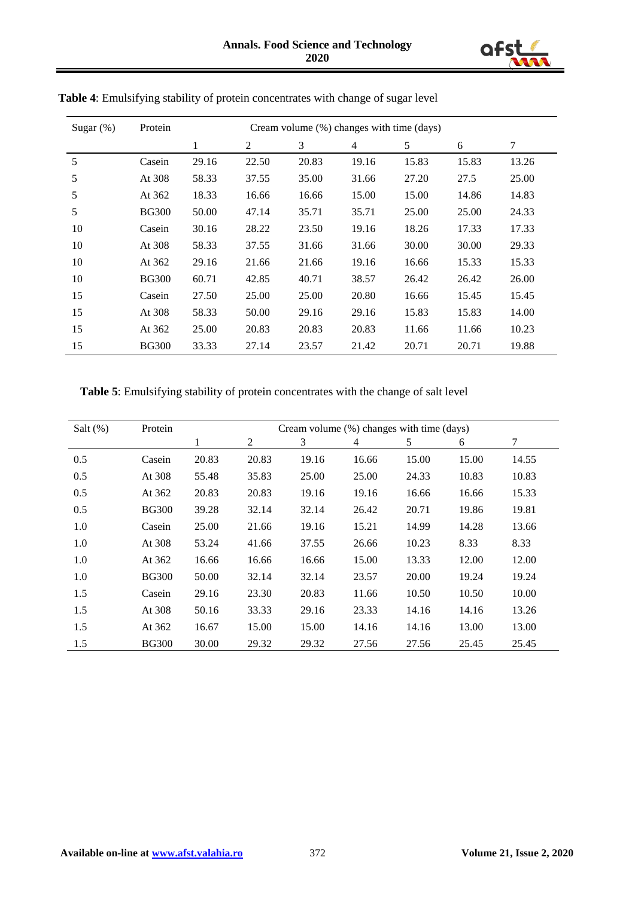**Table 4**: Emulsifying stability of protein concentrates with change of sugar level

| Sugar (%) | Protein | Cream volume (%) changes with time (days) | | | | | | |
|---|---|---|---|---|---|---|---|---|
| | | 1 | 2 | 3 | 4 | 5 | 6 | 7 |
| 5 | Casein | 29.16 | 22.50 | 20.83 | 19.16 | 15.83 | 15.83 | 13.26 |
| 5 | At 308 | 58.33 | 37.55 | 35.00 | 31.66 | 27.20 | 27.5 | 25.00 |
| 5 | At 362 | 18.33 | 16.66 | 16.66 | 15.00 | 15.00 | 14.86 | 14.83 |
| 5 | BG300 | 50.00 | 47.14 | 35.71 | 35.71 | 25.00 | 25.00 | 24.33 |
| 10 | Casein | 30.16 | 28.22 | 23.50 | 19.16 | 18.26 | 17.33 | 17.33 |
| 10 | At 308 | 58.33 | 37.55 | 31.66 | 31.66 | 30.00 | 30.00 | 29.33 |
| 10 | At 362 | 29.16 | 21.66 | 21.66 | 19.16 | 16.66 | 15.33 | 15.33 |
| 10 | BG300 | 60.71 | 42.85 | 40.71 | 38.57 | 26.42 | 26.42 | 26.00 |
| 15 | Casein | 27.50 | 25.00 | 25.00 | 20.80 | 16.66 | 15.45 | 15.45 |
| 15 | At 308 | 58.33 | 50.00 | 29.16 | 29.16 | 15.83 | 15.83 | 14.00 |
| 15 | At 362 | 25.00 | 20.83 | 20.83 | 20.83 | 11.66 | 11.66 | 10.23 |
| 15 | BG300 | 33.33 | 27.14 | 23.57 | 21.42 | 20.71 | 20.71 | 19.88 |

**Table 5**: Emulsifying stability of protein concentrates with the change of salt level

| Salt (%) | Protein | Cream volume (%) changes with time (days) | | | | | | |
|---|---|---|---|---|---|---|---|---|
| | | 1 | 2 | 3 | 4 | 5 | 6 | 7 |
| 0.5 | Casein | 20.83 | 20.83 | 19.16 | 16.66 | 15.00 | 15.00 | 14.55 |
| 0.5 | At 308 | 55.48 | 35.83 | 25.00 | 25.00 | 24.33 | 10.83 | 10.83 |
| 0.5 | At 362 | 20.83 | 20.83 | 19.16 | 19.16 | 16.66 | 16.66 | 15.33 |
| 0.5 | BG300 | 39.28 | 32.14 | 32.14 | 26.42 | 20.71 | 19.86 | 19.81 |
| 1.0 | Casein | 25.00 | 21.66 | 19.16 | 15.21 | 14.99 | 14.28 | 13.66 |
| 1.0 | At 308 | 53.24 | 41.66 | 37.55 | 26.66 | 10.23 | 8.33 | 8.33 |
| 1.0 | At 362 | 16.66 | 16.66 | 16.66 | 15.00 | 13.33 | 12.00 | 12.00 |
| 1.0 | BG300 | 50.00 | 32.14 | 32.14 | 23.57 | 20.00 | 19.24 | 19.24 |
| 1.5 | Casein | 29.16 | 23.30 | 20.83 | 11.66 | 10.50 | 10.50 | 10.00 |
| 1.5 | At 308 | 50.16 | 33.33 | 29.16 | 23.33 | 14.16 | 14.16 | 13.26 |
| 1.5 | At 362 | 16.67 | 15.00 | 15.00 | 14.16 | 14.16 | 13.00 | 13.00 |
| 1.5 | BG300 | 30.00 | 29.32 | 29.32 | 27.56 | 27.56 | 25.45 | 25.45 |